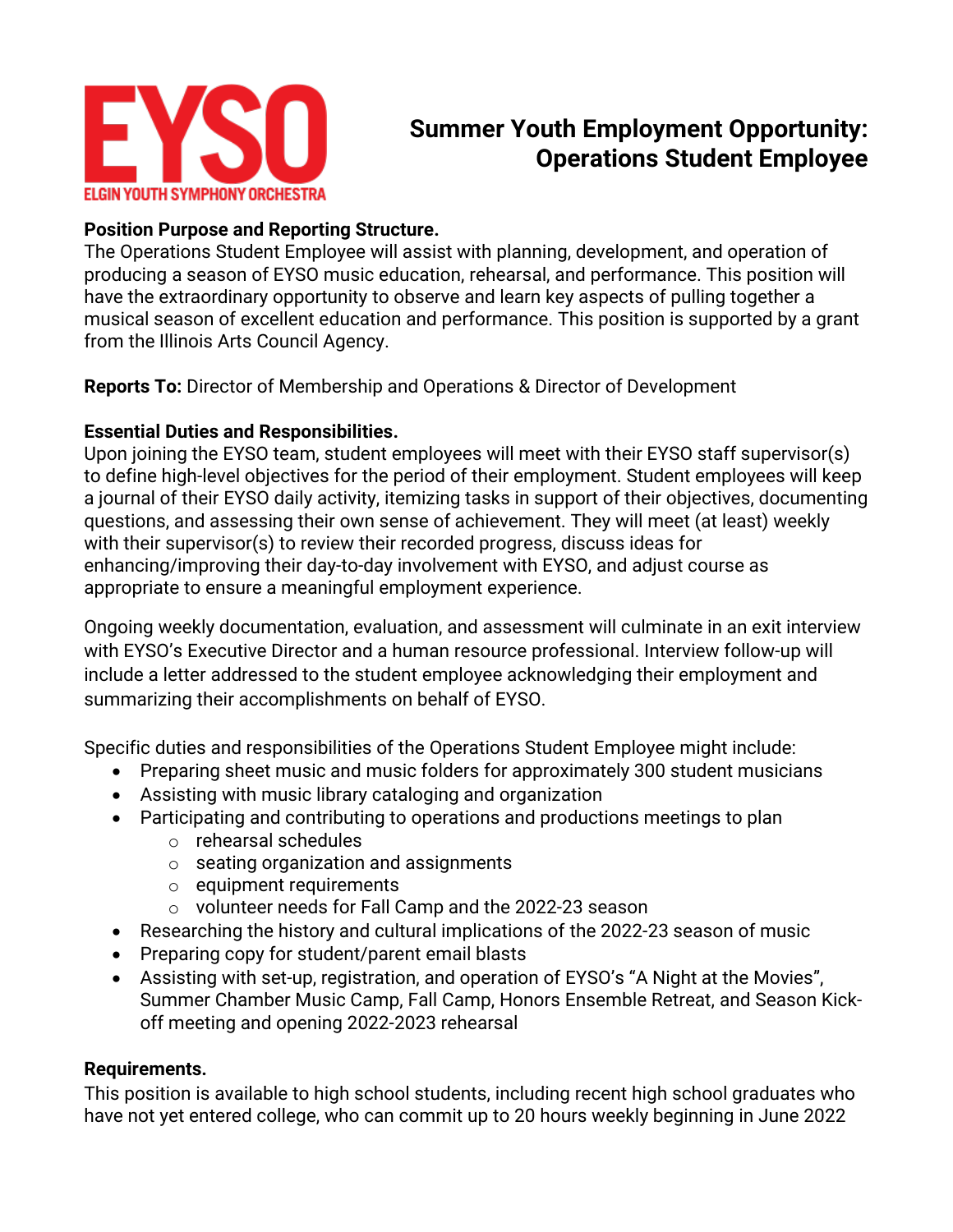EYSO
ELGIN YOUTH SYMPHONY ORCHESTRA

# Summer Youth Employment Opportunity: Operations Student Employee

**Position Purpose and Reporting Structure.**
The Operations Student Employee will assist with planning, development, and operation of producing a season of EYSO music education, rehearsal, and performance. This position will have the extraordinary opportunity to observe and learn key aspects of pulling together a musical season of excellent education and performance. This position is supported by a grant from the Illinois Arts Council Agency.

**Reports To:** Director of Membership and Operations & Director of Development

**Essential Duties and Responsibilities.**
Upon joining the EYSO team, student employees will meet with their EYSO staff supervisor(s) to define high-level objectives for the period of their employment. Student employees will keep a journal of their EYSO daily activity, itemizing tasks in support of their objectives, documenting questions, and assessing their own sense of achievement. They will meet (at least) weekly with their supervisor(s) to review their recorded progress, discuss ideas for enhancing/improving their day-to-day involvement with EYSO, and adjust course as appropriate to ensure a meaningful employment experience.

Ongoing weekly documentation, evaluation, and assessment will culminate in an exit interview with EYSO's Executive Director and a human resource professional. Interview follow-up will include a letter addressed to the student employee acknowledging their employment and summarizing their accomplishments on behalf of EYSO.

Specific duties and responsibilities of the Operations Student Employee might include:

- Preparing sheet music and music folders for approximately 300 student musicians
- Assisting with music library cataloging and organization
- Participating and contributing to operations and productions meetings to plan
  - rehearsal schedules
  - seating organization and assignments
  - equipment requirements
  - volunteer needs for Fall Camp and the 2022-23 season
- Researching the history and cultural implications of the 2022-23 season of music
- Preparing copy for student/parent email blasts
- Assisting with set-up, registration, and operation of EYSO's "A Night at the Movies", Summer Chamber Music Camp, Fall Camp, Honors Ensemble Retreat, and Season Kick-off meeting and opening 2022-2023 rehearsal

**Requirements.**
This position is available to high school students, including recent high school graduates who have not yet entered college, who can commit up to 20 hours weekly beginning in June 2022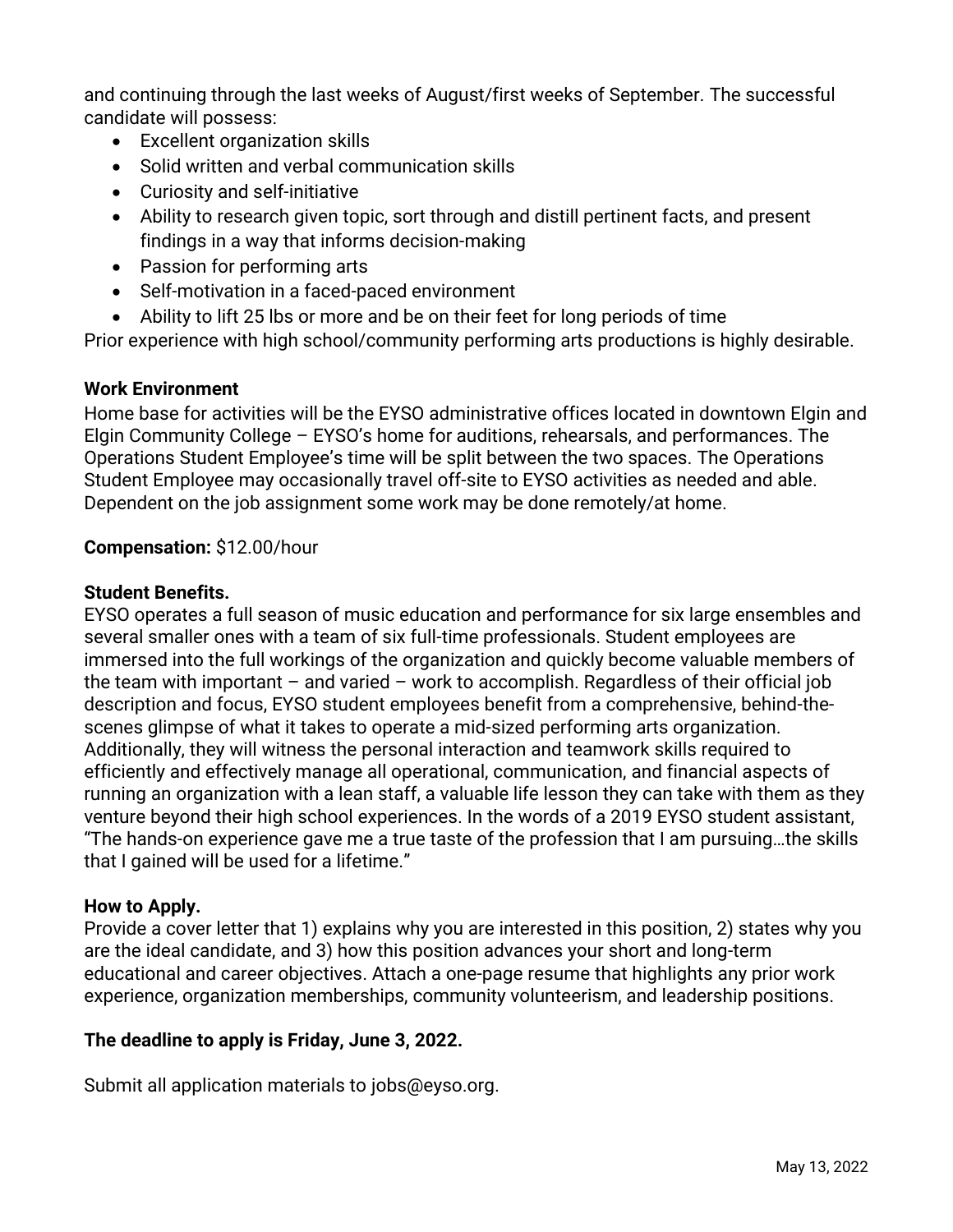and continuing through the last weeks of August/first weeks of September. The successful candidate will possess:

- Excellent organization skills
- Solid written and verbal communication skills
- Curiosity and self-initiative
- Ability to research given topic, sort through and distill pertinent facts, and present findings in a way that informs decision-making
- Passion for performing arts
- Self-motivation in a faced-paced environment
- Ability to lift 25 lbs or more and be on their feet for long periods of time

Prior experience with high school/community performing arts productions is highly desirable.

**Work Environment**

Home base for activities will be the EYSO administrative offices located in downtown Elgin and Elgin Community College – EYSO's home for auditions, rehearsals, and performances. The Operations Student Employee's time will be split between the two spaces. The Operations Student Employee may occasionally travel off-site to EYSO activities as needed and able. Dependent on the job assignment some work may be done remotely/at home.

**Compensation:** $12.00/hour

**Student Benefits.**

EYSO operates a full season of music education and performance for six large ensembles and several smaller ones with a team of six full-time professionals. Student employees are immersed into the full workings of the organization and quickly become valuable members of the team with important – and varied – work to accomplish. Regardless of their official job description and focus, EYSO student employees benefit from a comprehensive, behind-the-scenes glimpse of what it takes to operate a mid-sized performing arts organization. Additionally, they will witness the personal interaction and teamwork skills required to efficiently and effectively manage all operational, communication, and financial aspects of running an organization with a lean staff, a valuable life lesson they can take with them as they venture beyond their high school experiences. In the words of a 2019 EYSO student assistant, "The hands-on experience gave me a true taste of the profession that I am pursuing…the skills that I gained will be used for a lifetime."

**How to Apply.**

Provide a cover letter that 1) explains why you are interested in this position, 2) states why you are the ideal candidate, and 3) how this position advances your short and long-term educational and career objectives. Attach a one-page resume that highlights any prior work experience, organization memberships, community volunteerism, and leadership positions.

**The deadline to apply is Friday, June 3, 2022.**

Submit all application materials to jobs@eyso.org.

May 13, 2022